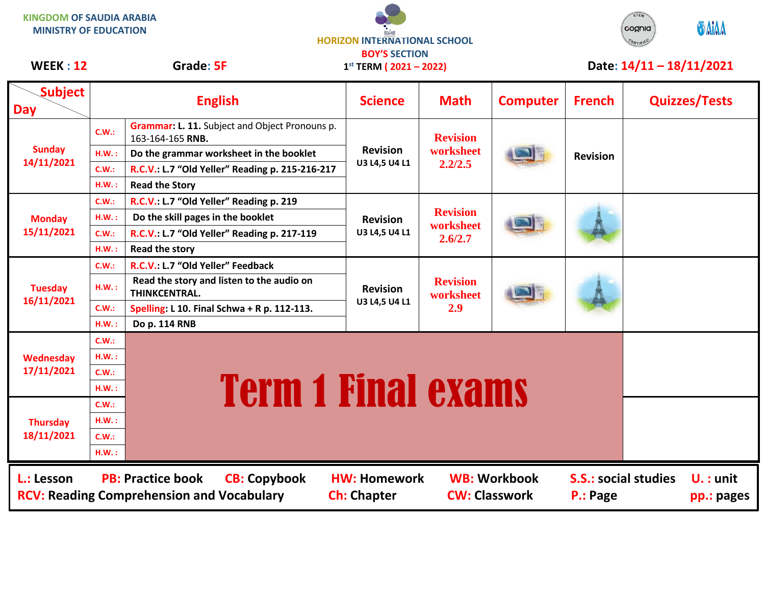KINGDOM OF SAUDIA ARABIA
MINISTRY OF EDUCATION

HORIZON INTERNATIONAL SCHOOL
BOY'S SECTION

**WEEK : 12** | **Grade: 5F** | 1st TERM ( 2021 – 2022) | **Date: 14/11 – 18/11/2021**

| Day \ Subject | | English | Science | Math | Computer | French | Quizzes/Tests |
|---|---|---|---|---|---|---|---|
| Sunday 14/11/2021 | C.W.: | **Grammar: L. 11.** Subject and Object Pronouns p. 163-164-165 **RNB.** | Revision U3 L4,5 U4 L1 | Revision worksheet 2.2/2.5 | | Revision | |
| | H.W. : | Do the grammar worksheet in the booklet | | | | | |
| | C.W.: | R.C.V.: L.7 "Old Yeller" Reading p. 215-216-217 | | | | | |
| | H.W. : | Read the Story | | | | | |
| Monday 15/11/2021 | C.W.: | R.C.V.: L.7 "Old Yeller" Reading p. 219 | Revision U3 L4,5 U4 L1 | Revision worksheet 2.6/2.7 | | | |
| | H.W. : | Do the skill pages in the booklet | | | | | |
| | C.W.: | R.C.V.: L.7 "Old Yeller" Reading p. 217-119 | | | | | |
| | H.W. : | Read the story | | | | | |
| Tuesday 16/11/2021 | C.W.: | R.C.V.: L.7 "Old Yeller" Feedback | Revision U3 L4,5 U4 L1 | Revision worksheet 2.9 | | | |
| | H.W. : | Read the story and listen to the audio on THINKCENTRAL. | | | | | |
| | C.W.: | Spelling: L 10. Final Schwa + R p. 112-113. | | | | | |
| | H.W. : | Do p. 114 RNB | | | | | |
| Wednesday 17/11/2021 | C.W.: | **Term 1 Final exams** | | | | | |
| | H.W. : | | | | | | |
| | C.W.: | | | | | | |
| | H.W. : | | | | | | |
| Thursday 18/11/2021 | C.W.: | | | | | | |
| | H.W. : | | | | | | |
| | C.W.: | | | | | | |
| | H.W. : | | | | | | |

L.: Lesson PB: Practice book CB: Copybook HW: Homework WB: Workbook S.S.: social studies U. : unit
RCV: Reading Comprehension and Vocabulary Ch: Chapter CW: Classwork P.: Page pp.: pages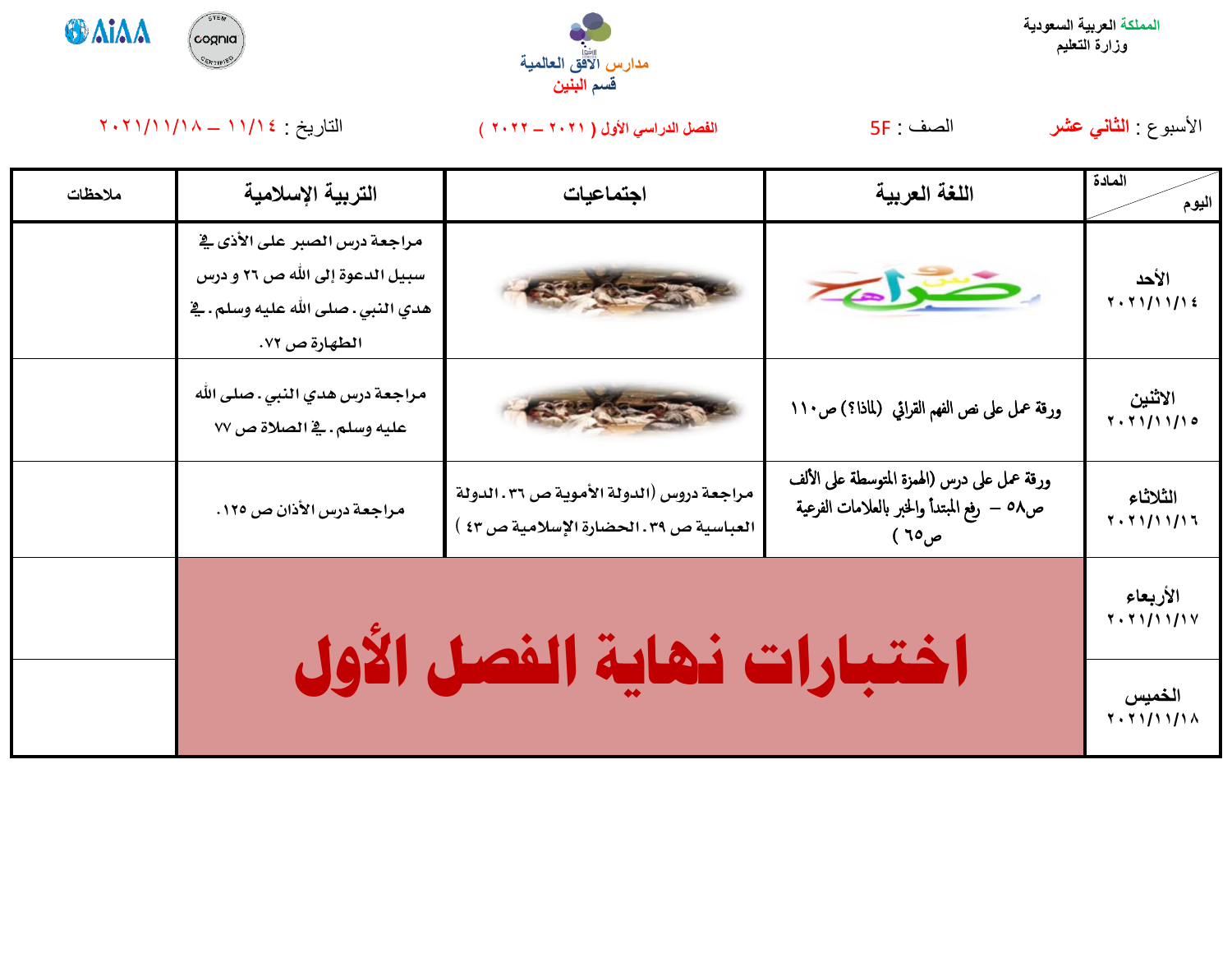المملكة العربية السعودية
وزارة التعليم

مدارس الآفاق العالمية
قسم البنين

الأسبوع : الثاني عشر　　الصف : 5F　　الفصل الدراسي الأول ( ٢٠٢١ ــ ٢٠٢٢ )　　التاريخ : ١١/١٤ ــ ٢٠٢١/١١/١٨

| المادة / اليوم | اللغة العربية | اجتماعيات | التربية الإسلامية | ملاحظات |
|---|---|---|---|---|
| الأحد ٢٠٢١/١١/١٤ | | | مراجعة درس الصبر على الأذى في سبيل الدعوة إلى الله ص ٢٦ و درس هدي النبي . صلى الله عليه وسلم . في الطهارة ص ٧٢. | |
| الاثنين ٢٠٢١/١١/١٥ | ورقة عمل على نص الفهم القرائي (لماذا؟) ص١١٠ | | مراجعة درس هدي النبي . صلى الله عليه وسلم . في الصلاة ص ٧٧ | |
| الثلاثاء ٢٠٢١/١١/١٦ | ورقة عمل على درس (الهمزة المتوسطة على الألف ص٥٨ – رفع المبتدأ والخبر بالعلامات الفرعية ص٦٥ ) | مراجعة دروس (الدولة الأموية ص ٣٦ . الدولة العباسية ص ٣٩ . الحضارة الإسلامية ص ٤٣ ) | مراجعة درس الأذان ص ١٢٥. | |
| الأربعاء ٢٠٢١/١١/١٧ | اختبارات نهاية الفصل الأول | | | |
| الخميس ٢٠٢١/١١/١٨ | | | | |